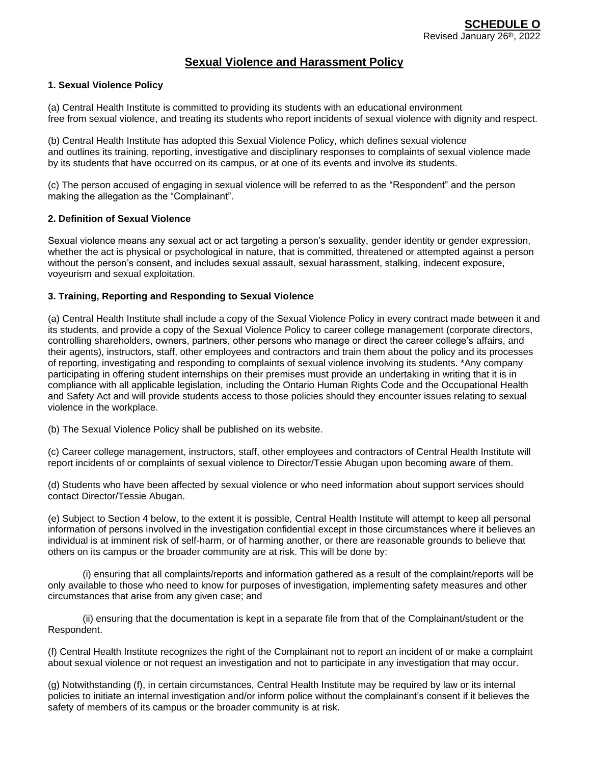**SCHEDULE O**
Revised January 26th, 2022

# Sexual Violence and Harassment Policy

### 1. Sexual Violence Policy

(a) Central Health Institute is committed to providing its students with an educational environment free from sexual violence, and treating its students who report incidents of sexual violence with dignity and respect.

(b) Central Health Institute has adopted this Sexual Violence Policy, which defines sexual violence and outlines its training, reporting, investigative and disciplinary responses to complaints of sexual violence made by its students that have occurred on its campus, or at one of its events and involve its students.

(c) The person accused of engaging in sexual violence will be referred to as the "Respondent" and the person making the allegation as the "Complainant".

### 2. Definition of Sexual Violence

Sexual violence means any sexual act or act targeting a person's sexuality, gender identity or gender expression, whether the act is physical or psychological in nature, that is committed, threatened or attempted against a person without the person's consent, and includes sexual assault, sexual harassment, stalking, indecent exposure, voyeurism and sexual exploitation.

### 3. Training, Reporting and Responding to Sexual Violence

(a) Central Health Institute shall include a copy of the Sexual Violence Policy in every contract made between it and its students, and provide a copy of the Sexual Violence Policy to career college management (corporate directors, controlling shareholders, owners, partners, other persons who manage or direct the career college's affairs, and their agents), instructors, staff, other employees and contractors and train them about the policy and its processes of reporting, investigating and responding to complaints of sexual violence involving its students. *Any company participating in offering student internships on their premises must provide an undertaking in writing that it is in compliance with all applicable legislation, including the Ontario Human Rights Code and the Occupational Health and Safety Act and will provide students access to those policies should they encounter issues relating to sexual violence in the workplace.

(b) The Sexual Violence Policy shall be published on its website.

(c) Career college management, instructors, staff, other employees and contractors of Central Health Institute will report incidents of or complaints of sexual violence to Director/Tessie Abugan upon becoming aware of them.

(d) Students who have been affected by sexual violence or who need information about support services should contact Director/Tessie Abugan.

(e) Subject to Section 4 below, to the extent it is possible, Central Health Institute will attempt to keep all personal information of persons involved in the investigation confidential except in those circumstances where it believes an individual is at imminent risk of self-harm, or of harming another, or there are reasonable grounds to believe that others on its campus or the broader community are at risk. This will be done by:

(i) ensuring that all complaints/reports and information gathered as a result of the complaint/reports will be only available to those who need to know for purposes of investigation, implementing safety measures and other circumstances that arise from any given case; and

(ii) ensuring that the documentation is kept in a separate file from that of the Complainant/student or the Respondent.

(f) Central Health Institute recognizes the right of the Complainant not to report an incident of or make a complaint about sexual violence or not request an investigation and not to participate in any investigation that may occur.

(g) Notwithstanding (f), in certain circumstances, Central Health Institute may be required by law or its internal policies to initiate an internal investigation and/or inform police without the complainant's consent if it believes the safety of members of its campus or the broader community is at risk.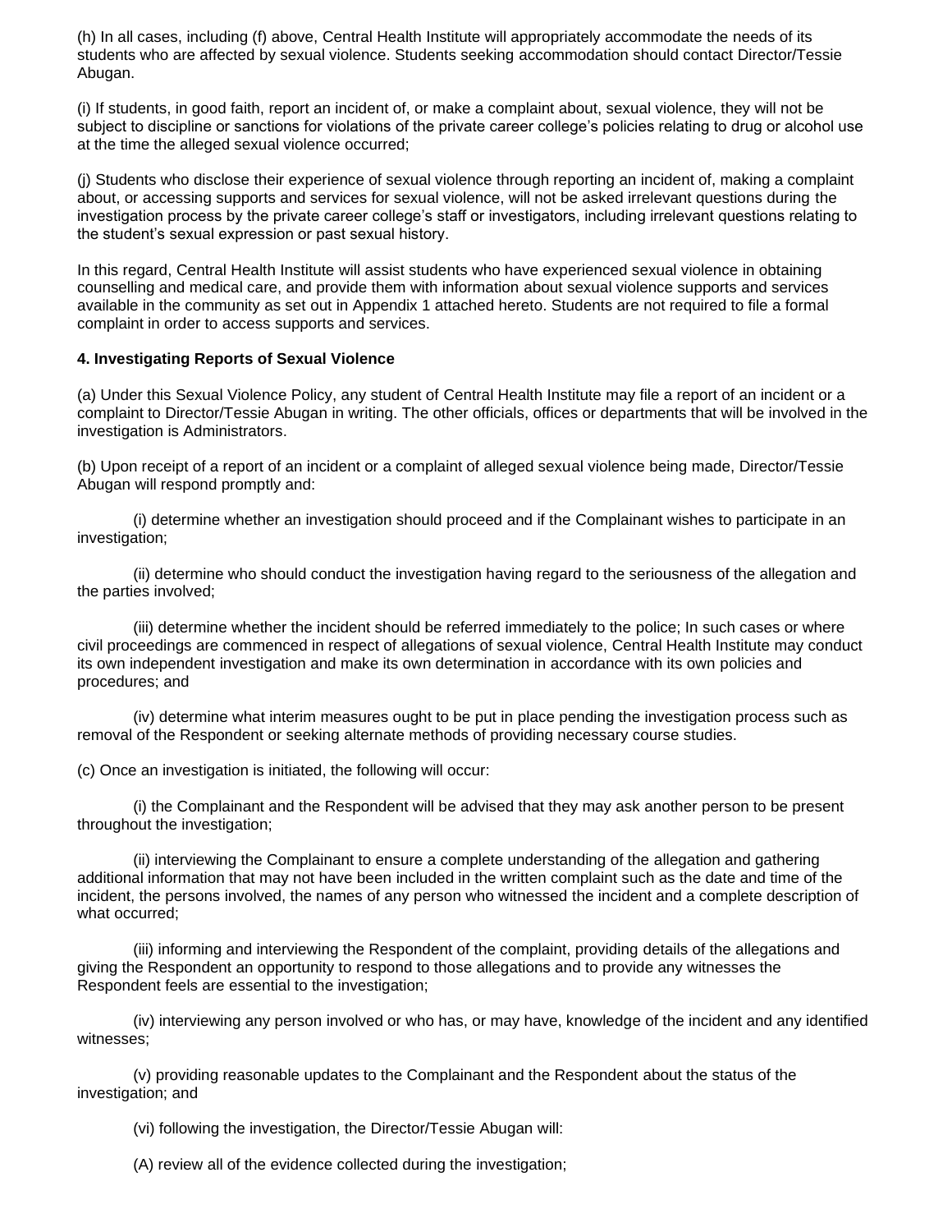(h) In all cases, including (f) above, Central Health Institute will appropriately accommodate the needs of its students who are affected by sexual violence. Students seeking accommodation should contact Director/Tessie Abugan.

(i) If students, in good faith, report an incident of, or make a complaint about, sexual violence, they will not be subject to discipline or sanctions for violations of the private career college's policies relating to drug or alcohol use at the time the alleged sexual violence occurred;

(j) Students who disclose their experience of sexual violence through reporting an incident of, making a complaint about, or accessing supports and services for sexual violence, will not be asked irrelevant questions during the investigation process by the private career college's staff or investigators, including irrelevant questions relating to the student's sexual expression or past sexual history.

In this regard, Central Health Institute will assist students who have experienced sexual violence in obtaining counselling and medical care, and provide them with information about sexual violence supports and services available in the community as set out in Appendix 1 attached hereto. Students are not required to file a formal complaint in order to access supports and services.

**4. Investigating Reports of Sexual Violence**

(a) Under this Sexual Violence Policy, any student of Central Health Institute may file a report of an incident or a complaint to Director/Tessie Abugan in writing. The other officials, offices or departments that will be involved in the investigation is Administrators.

(b) Upon receipt of a report of an incident or a complaint of alleged sexual violence being made, Director/Tessie Abugan will respond promptly and:

(i) determine whether an investigation should proceed and if the Complainant wishes to participate in an investigation;

(ii) determine who should conduct the investigation having regard to the seriousness of the allegation and the parties involved;

(iii) determine whether the incident should be referred immediately to the police; In such cases or where civil proceedings are commenced in respect of allegations of sexual violence, Central Health Institute may conduct its own independent investigation and make its own determination in accordance with its own policies and procedures; and

(iv) determine what interim measures ought to be put in place pending the investigation process such as removal of the Respondent or seeking alternate methods of providing necessary course studies.

(c) Once an investigation is initiated, the following will occur:

(i) the Complainant and the Respondent will be advised that they may ask another person to be present throughout the investigation;

(ii) interviewing the Complainant to ensure a complete understanding of the allegation and gathering additional information that may not have been included in the written complaint such as the date and time of the incident, the persons involved, the names of any person who witnessed the incident and a complete description of what occurred;

(iii) informing and interviewing the Respondent of the complaint, providing details of the allegations and giving the Respondent an opportunity to respond to those allegations and to provide any witnesses the Respondent feels are essential to the investigation;

(iv) interviewing any person involved or who has, or may have, knowledge of the incident and any identified witnesses;

(v) providing reasonable updates to the Complainant and the Respondent about the status of the investigation; and

(vi) following the investigation, the Director/Tessie Abugan will:

(A) review all of the evidence collected during the investigation;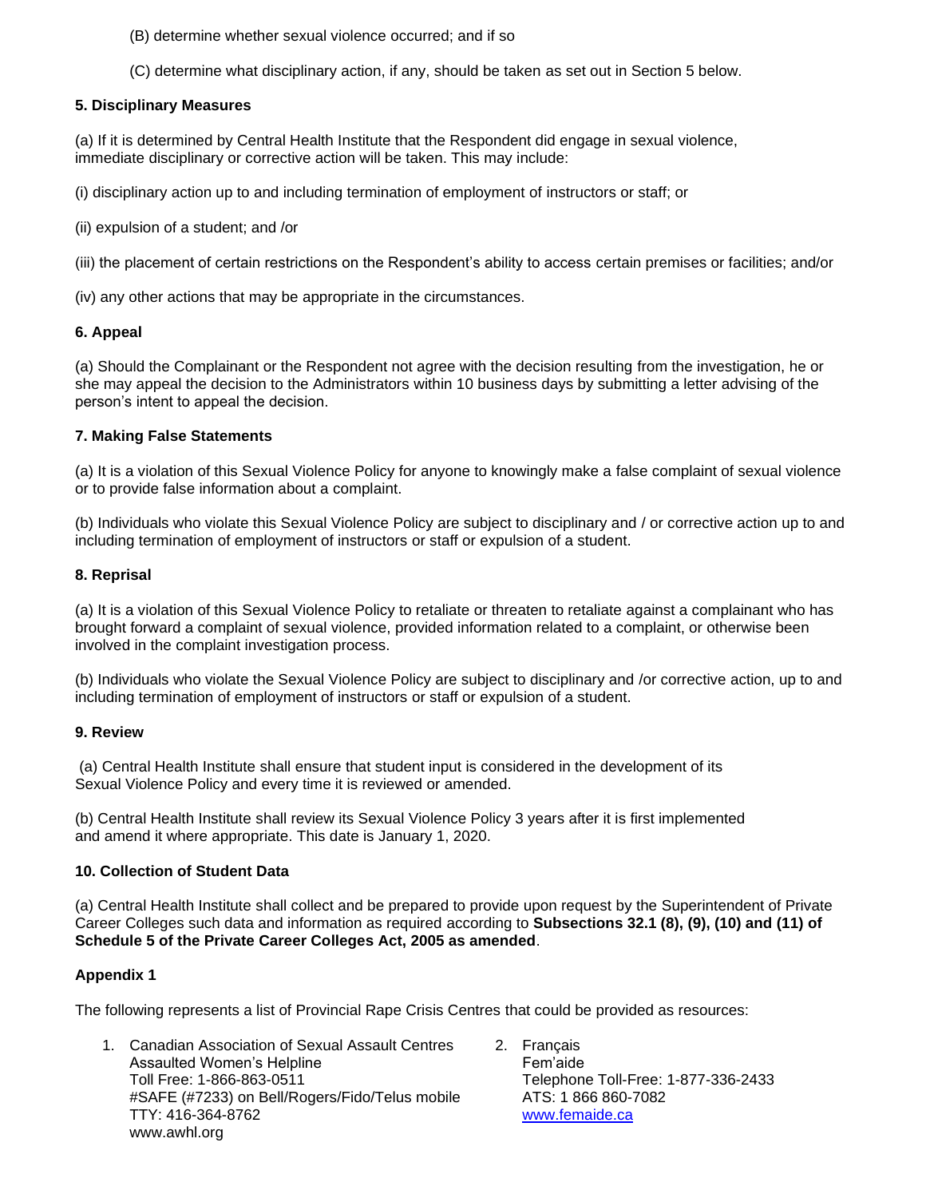(B) determine whether sexual violence occurred; and if so

(C) determine what disciplinary action, if any, should be taken as set out in Section 5 below.

**5. Disciplinary Measures**

(a) If it is determined by Central Health Institute that the Respondent did engage in sexual violence, immediate disciplinary or corrective action will be taken. This may include:

(i) disciplinary action up to and including termination of employment of instructors or staff; or

(ii) expulsion of a student; and /or

(iii) the placement of certain restrictions on the Respondent's ability to access certain premises or facilities; and/or

(iv) any other actions that may be appropriate in the circumstances.

**6. Appeal**

(a) Should the Complainant or the Respondent not agree with the decision resulting from the investigation, he or she may appeal the decision to the Administrators within 10 business days by submitting a letter advising of the person's intent to appeal the decision.

**7. Making False Statements**

(a) It is a violation of this Sexual Violence Policy for anyone to knowingly make a false complaint of sexual violence or to provide false information about a complaint.

(b) Individuals who violate this Sexual Violence Policy are subject to disciplinary and / or corrective action up to and including termination of employment of instructors or staff or expulsion of a student.

**8. Reprisal**

(a) It is a violation of this Sexual Violence Policy to retaliate or threaten to retaliate against a complainant who has brought forward a complaint of sexual violence, provided information related to a complaint, or otherwise been involved in the complaint investigation process.

(b) Individuals who violate the Sexual Violence Policy are subject to disciplinary and /or corrective action, up to and including termination of employment of instructors or staff or expulsion of a student.

**9. Review**

(a) Central Health Institute shall ensure that student input is considered in the development of its Sexual Violence Policy and every time it is reviewed or amended.

(b) Central Health Institute shall review its Sexual Violence Policy 3 years after it is first implemented and amend it where appropriate. This date is January 1, 2020.

**10. Collection of Student Data**

(a) Central Health Institute shall collect and be prepared to provide upon request by the Superintendent of Private Career Colleges such data and information as required according to **Subsections 32.1 (8), (9), (10) and (11) of Schedule 5 of the Private Career Colleges Act, 2005 as amended**.

**Appendix 1**

The following represents a list of Provincial Rape Crisis Centres that could be provided as resources:

1. Canadian Association of Sexual Assault Centres
   Assaulted Women's Helpline
   Toll Free: 1-866-863-0511
   #SAFE (#7233) on Bell/Rogers/Fido/Telus mobile
   TTY: 416-364-8762
   www.awhl.org

2. Français
   Fem'aide
   Telephone Toll-Free: 1-877-336-2433
   ATS: 1 866 860-7082
   www.femaide.ca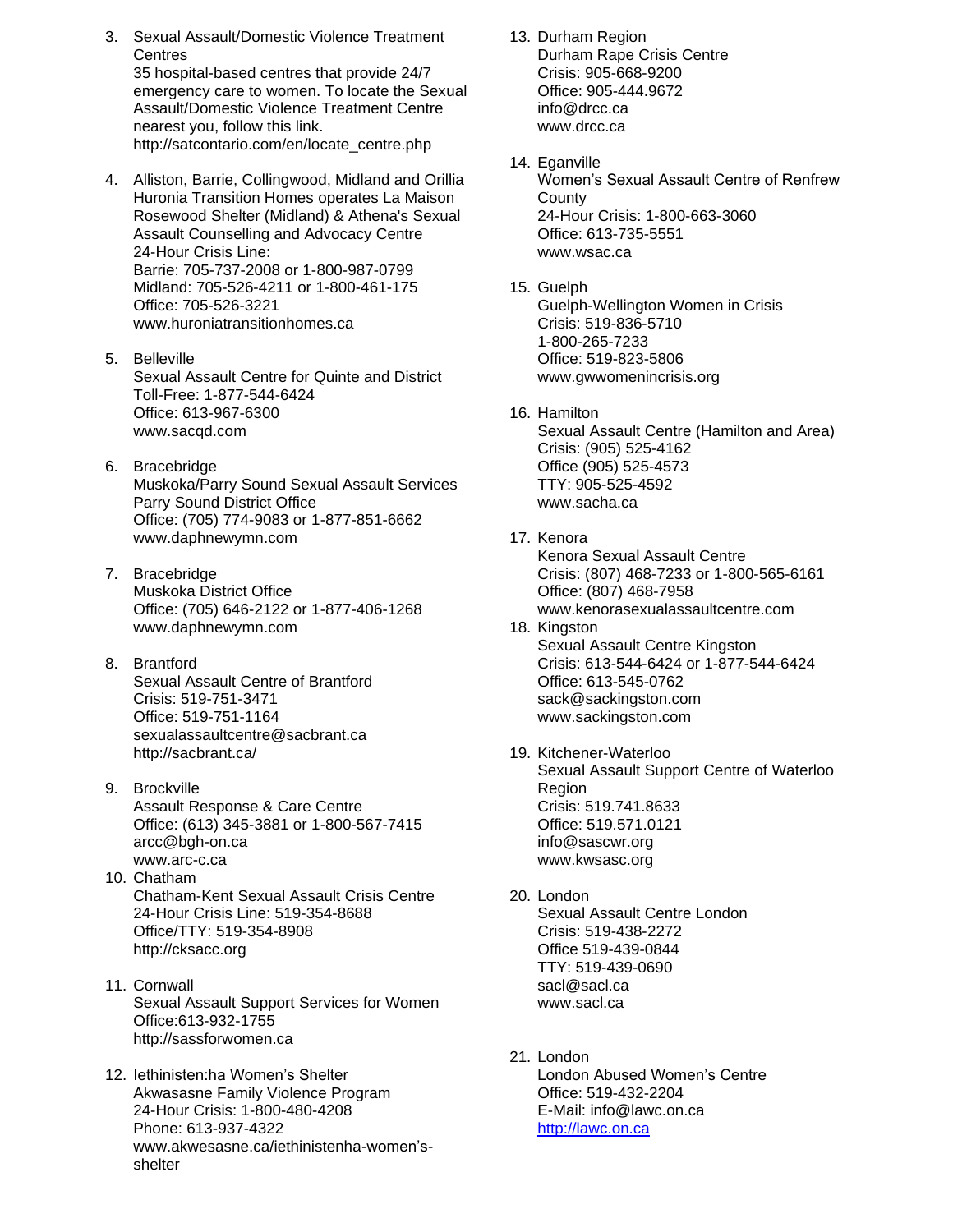3. Sexual Assault/Domestic Violence Treatment Centres
   35 hospital-based centres that provide 24/7 emergency care to women. To locate the Sexual Assault/Domestic Violence Treatment Centre nearest you, follow this link.
   http://satcontario.com/en/locate_centre.php

4. Alliston, Barrie, Collingwood, Midland and Orillia
   Huronia Transition Homes operates La Maison Rosewood Shelter (Midland) & Athena's Sexual Assault Counselling and Advocacy Centre
   24-Hour Crisis Line:
   Barrie: 705-737-2008 or 1-800-987-0799
   Midland: 705-526-4211 or 1-800-461-175
   Office: 705-526-3221
   www.huroniatransitionhomes.ca

5. Belleville
   Sexual Assault Centre for Quinte and District
   Toll-Free: 1-877-544-6424
   Office: 613-967-6300
   www.sacqd.com

6. Bracebridge
   Muskoka/Parry Sound Sexual Assault Services
   Parry Sound District Office
   Office: (705) 774-9083 or 1-877-851-6662
   www.daphnewymn.com

7. Bracebridge
   Muskoka District Office
   Office: (705) 646-2122 or 1-877-406-1268
   www.daphnewymn.com

8. Brantford
   Sexual Assault Centre of Brantford
   Crisis: 519-751-3471
   Office: 519-751-1164
   sexualassaultcentre@sacbrant.ca
   http://sacbrant.ca/

9. Brockville
   Assault Response & Care Centre
   Office: (613) 345-3881 or 1-800-567-7415
   arcc@bgh-on.ca
   www.arc-c.ca

10. Chatham
    Chatham-Kent Sexual Assault Crisis Centre
    24-Hour Crisis Line: 519-354-8688
    Office/TTY: 519-354-8908
    http://cksacc.org

11. Cornwall
    Sexual Assault Support Services for Women
    Office:613-932-1755
    http://sassforwomen.ca

12. Iethinisten:ha Women's Shelter
    Akwasasne Family Violence Program
    24-Hour Crisis: 1-800-480-4208
    Phone: 613-937-4322
    www.akwesasne.ca/iethinistenha-women's-shelter

13. Durham Region
    Durham Rape Crisis Centre
    Crisis: 905-668-9200
    Office: 905-444.9672
    info@drcc.ca
    www.drcc.ca

14. Eganville
    Women's Sexual Assault Centre of Renfrew County
    24-Hour Crisis: 1-800-663-3060
    Office: 613-735-5551
    www.wsac.ca

15. Guelph
    Guelph-Wellington Women in Crisis
    Crisis: 519-836-5710
    1-800-265-7233
    Office: 519-823-5806
    www.gwwomenincrisis.org

16. Hamilton
    Sexual Assault Centre (Hamilton and Area)
    Crisis: (905) 525-4162
    Office (905) 525-4573
    TTY: 905-525-4592
    www.sacha.ca

17. Kenora
    Kenora Sexual Assault Centre
    Crisis: (807) 468-7233 or 1-800-565-6161
    Office: (807) 468-7958
    www.kenorasexualassaultcentre.com

18. Kingston
    Sexual Assault Centre Kingston
    Crisis: 613-544-6424 or 1-877-544-6424
    Office: 613-545-0762
    sack@sackingston.com
    www.sackingston.com

19. Kitchener-Waterloo
    Sexual Assault Support Centre of Waterloo Region
    Crisis: 519.741.8633
    Office: 519.571.0121
    info@sascwr.org
    www.kwsasc.org

20. London
    Sexual Assault Centre London
    Crisis: 519-438-2272
    Office 519-439-0844
    TTY: 519-439-0690
    sacl@sacl.ca
    www.sacl.ca

21. London
    London Abused Women's Centre
    Office: 519-432-2204
    E-Mail: info@lawc.on.ca
    http://lawc.on.ca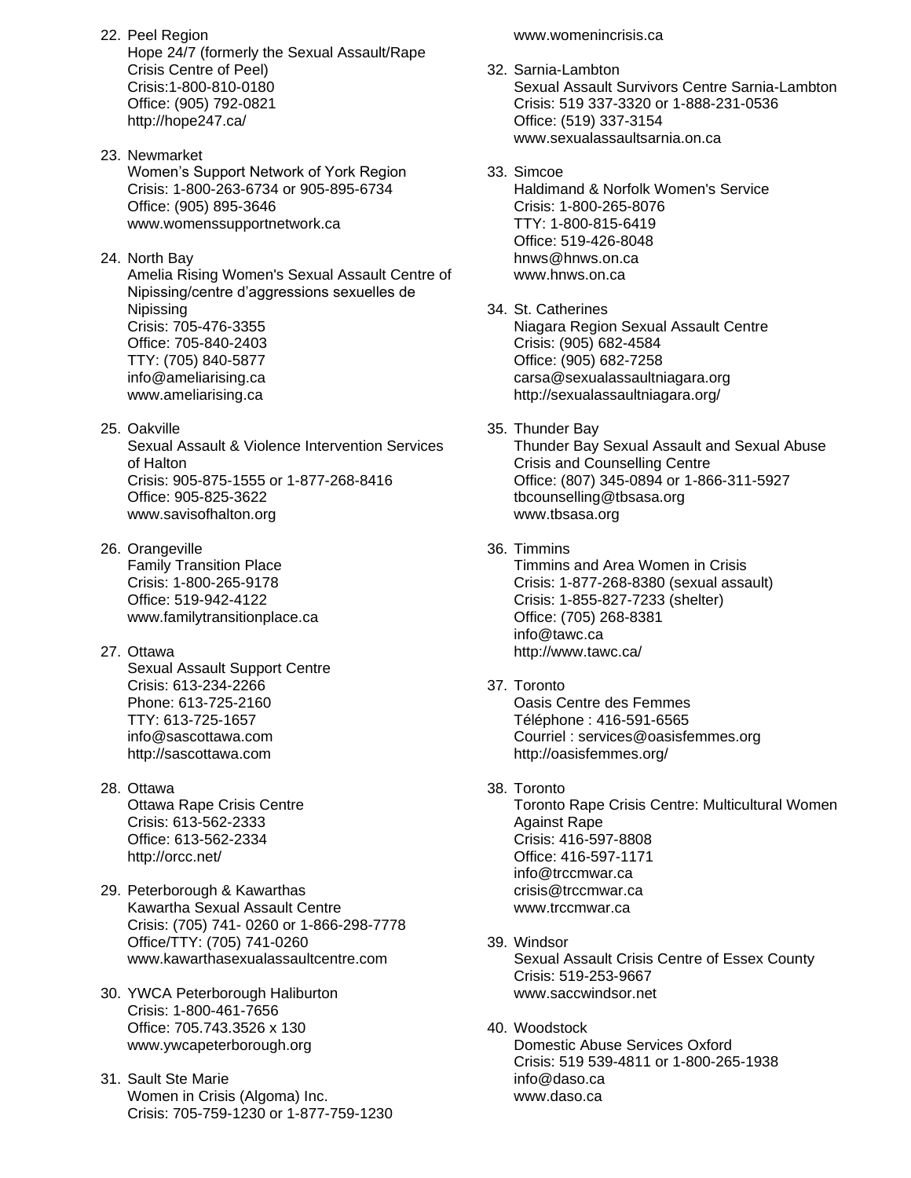22. Peel Region
    Hope 24/7 (formerly the Sexual Assault/Rape Crisis Centre of Peel)
    Crisis:1-800-810-0180
    Office: (905) 792-0821
    http://hope247.ca/

23. Newmarket
    Women's Support Network of York Region
    Crisis: 1-800-263-6734 or 905-895-6734
    Office: (905) 895-3646
    www.womenssupportnetwork.ca

24. North Bay
    Amelia Rising Women's Sexual Assault Centre of Nipissing/centre d'aggressions sexuelles de Nipissing
    Crisis: 705-476-3355
    Office: 705-840-2403
    TTY: (705) 840-5877
    info@ameliarising.ca
    www.ameliarising.ca

25. Oakville
    Sexual Assault & Violence Intervention Services of Halton
    Crisis: 905-875-1555 or 1-877-268-8416
    Office: 905-825-3622
    www.savisofhalton.org

26. Orangeville
    Family Transition Place
    Crisis: 1-800-265-9178
    Office: 519-942-4122
    www.familytransitionplace.ca

27. Ottawa
    Sexual Assault Support Centre
    Crisis: 613-234-2266
    Phone: 613-725-2160
    TTY: 613-725-1657
    info@sascottawa.com
    http://sascottawa.com

28. Ottawa
    Ottawa Rape Crisis Centre
    Crisis: 613-562-2333
    Office: 613-562-2334
    http://orcc.net/

29. Peterborough & Kawarthas
    Kawartha Sexual Assault Centre
    Crisis: (705) 741- 0260 or 1-866-298-7778
    Office/TTY: (705) 741-0260
    www.kawarthasexualassaultcentre.com

30. YWCA Peterborough Haliburton
    Crisis: 1-800-461-7656
    Office: 705.743.3526 x 130
    www.ywcapeterborough.org

31. Sault Ste Marie
    Women in Crisis (Algoma) Inc.
    Crisis: 705-759-1230 or 1-877-759-1230
    www.womenincrisis.ca

32. Sarnia-Lambton
    Sexual Assault Survivors Centre Sarnia-Lambton
    Crisis: 519 337-3320 or 1-888-231-0536
    Office: (519) 337-3154
    www.sexualassaultsarnia.on.ca

33. Simcoe
    Haldimand & Norfolk Women's Service
    Crisis: 1-800-265-8076
    TTY: 1-800-815-6419
    Office: 519-426-8048
    hnws@hnws.on.ca
    www.hnws.on.ca

34. St. Catherines
    Niagara Region Sexual Assault Centre
    Crisis: (905) 682-4584
    Office: (905) 682-7258
    carsa@sexualassaultniagara.org
    http://sexualassaultniagara.org/

35. Thunder Bay
    Thunder Bay Sexual Assault and Sexual Abuse Crisis and Counselling Centre
    Office: (807) 345-0894 or 1-866-311-5927
    tbcounselling@tbsasa.org
    www.tbsasa.org

36. Timmins
    Timmins and Area Women in Crisis
    Crisis: 1-877-268-8380 (sexual assault)
    Crisis: 1-855-827-7233 (shelter)
    Office: (705) 268-8381
    info@tawc.ca
    http://www.tawc.ca/

37. Toronto
    Oasis Centre des Femmes
    Téléphone : 416-591-6565
    Courriel : services@oasisfemmes.org
    http://oasisfemmes.org/

38. Toronto
    Toronto Rape Crisis Centre: Multicultural Women Against Rape
    Crisis: 416-597-8808
    Office: 416-597-1171
    info@trccmwar.ca
    crisis@trccmwar.ca
    www.trccmwar.ca

39. Windsor
    Sexual Assault Crisis Centre of Essex County
    Crisis: 519-253-9667
    www.saccwindsor.net

40. Woodstock
    Domestic Abuse Services Oxford
    Crisis: 519 539-4811 or 1-800-265-1938
    info@daso.ca
    www.daso.ca